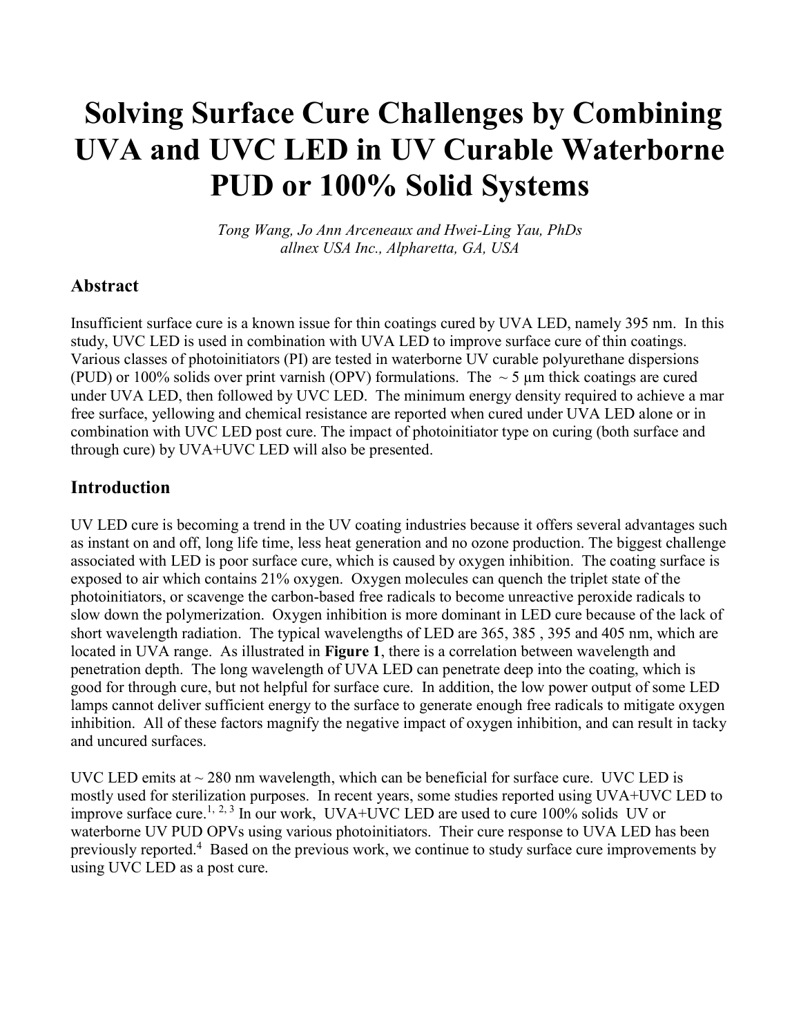# Solving Surface Cure Challenges by Combining UVA and UVC LED in UV Curable Waterborne PUD or 100% Solid Systems

*Tong Wang, Jo Ann Arceneaux and Hwei-Ling Yau, PhDs*
*allnex USA Inc., Alpharetta, GA, USA*

## Abstract

Insufficient surface cure is a known issue for thin coatings cured by UVA LED, namely 395 nm. In this study, UVC LED is used in combination with UVA LED to improve surface cure of thin coatings. Various classes of photoinitiators (PI) are tested in waterborne UV curable polyurethane dispersions (PUD) or 100% solids over print varnish (OPV) formulations. The ~ 5 µm thick coatings are cured under UVA LED, then followed by UVC LED. The minimum energy density required to achieve a mar free surface, yellowing and chemical resistance are reported when cured under UVA LED alone or in combination with UVC LED post cure. The impact of photoinitiator type on curing (both surface and through cure) by UVA+UVC LED will also be presented.

## Introduction

UV LED cure is becoming a trend in the UV coating industries because it offers several advantages such as instant on and off, long life time, less heat generation and no ozone production. The biggest challenge associated with LED is poor surface cure, which is caused by oxygen inhibition. The coating surface is exposed to air which contains 21% oxygen. Oxygen molecules can quench the triplet state of the photoinitiators, or scavenge the carbon-based free radicals to become unreactive peroxide radicals to slow down the polymerization. Oxygen inhibition is more dominant in LED cure because of the lack of short wavelength radiation. The typical wavelengths of LED are 365, 385 , 395 and 405 nm, which are located in UVA range. As illustrated in **Figure 1**, there is a correlation between wavelength and penetration depth. The long wavelength of UVA LED can penetrate deep into the coating, which is good for through cure, but not helpful for surface cure. In addition, the low power output of some LED lamps cannot deliver sufficient energy to the surface to generate enough free radicals to mitigate oxygen inhibition. All of these factors magnify the negative impact of oxygen inhibition, and can result in tacky and uncured surfaces.

UVC LED emits at ~ 280 nm wavelength, which can be beneficial for surface cure. UVC LED is mostly used for sterilization purposes. In recent years, some studies reported using UVA+UVC LED to improve surface cure.[1, 2, 3] In our work, UVA+UVC LED are used to cure 100% solids UV or waterborne UV PUD OPVs using various photoinitiators. Their cure response to UVA LED has been previously reported.[4] Based on the previous work, we continue to study surface cure improvements by using UVC LED as a post cure.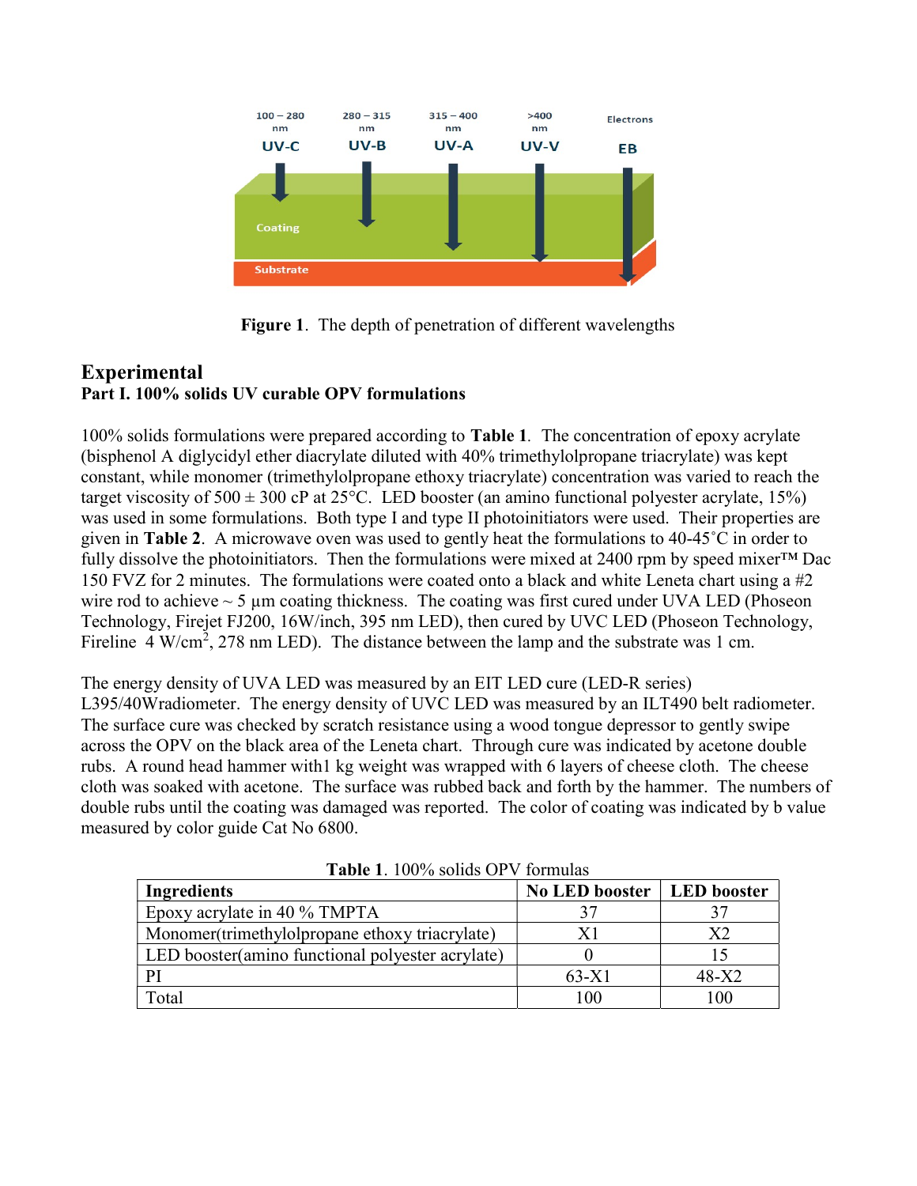Figure 1. The depth of penetration of different wavelengths

# Experimental

## Part I. 100% solids UV curable OPV formulations

100% solids formulations were prepared according to **Table 1**. The concentration of epoxy acrylate (bisphenol A diglycidyl ether diacrylate diluted with 40% trimethylolpropane triacrylate) was kept constant, while monomer (trimethylolpropane ethoxy triacrylate) concentration was varied to reach the target viscosity of 500 ± 300 cP at 25°C. LED booster (an amino functional polyester acrylate, 15%) was used in some formulations. Both type I and type II photoinitiators were used. Their properties are given in **Table 2**. A microwave oven was used to gently heat the formulations to 40-45˚C in order to fully dissolve the photoinitiators. Then the formulations were mixed at 2400 rpm by speed mixer™ Dac 150 FVZ for 2 minutes. The formulations were coated onto a black and white Leneta chart using a #2 wire rod to achieve ~ 5 µm coating thickness. The coating was first cured under UVA LED (Phoseon Technology, Firejet FJ200, 16W/inch, 395 nm LED), then cured by UVC LED (Phoseon Technology, Fireline 4 $W/cm^2$, 278 nm LED). The distance between the lamp and the substrate was 1 cm.

The energy density of UVA LED was measured by an EIT LED cure (LED-R series) L395/40Wradiometer. The energy density of UVC LED was measured by an ILT490 belt radiometer. The surface cure was checked by scratch resistance using a wood tongue depressor to gently swipe across the OPV on the black area of the Leneta chart. Through cure was indicated by acetone double rubs. A round head hammer with1 kg weight was wrapped with 6 layers of cheese cloth. The cheese cloth was soaked with acetone. The surface was rubbed back and forth by the hammer. The numbers of double rubs until the coating was damaged was reported. The color of coating was indicated by b value measured by color guide Cat No 6800.

**Table 1**. 100% solids OPV formulas

| Ingredients | No LED booster | LED booster |
|---|---|---|
| Epoxy acrylate in 40 % TMPTA | 37 | 37 |
| Monomer(trimethylolpropane ethoxy triacrylate) | X1 | X2 |
| LED booster(amino functional polyester acrylate) | 0 | 15 |
| PI | 63-X1 | 48-X2 |
| Total | 100 | 100 |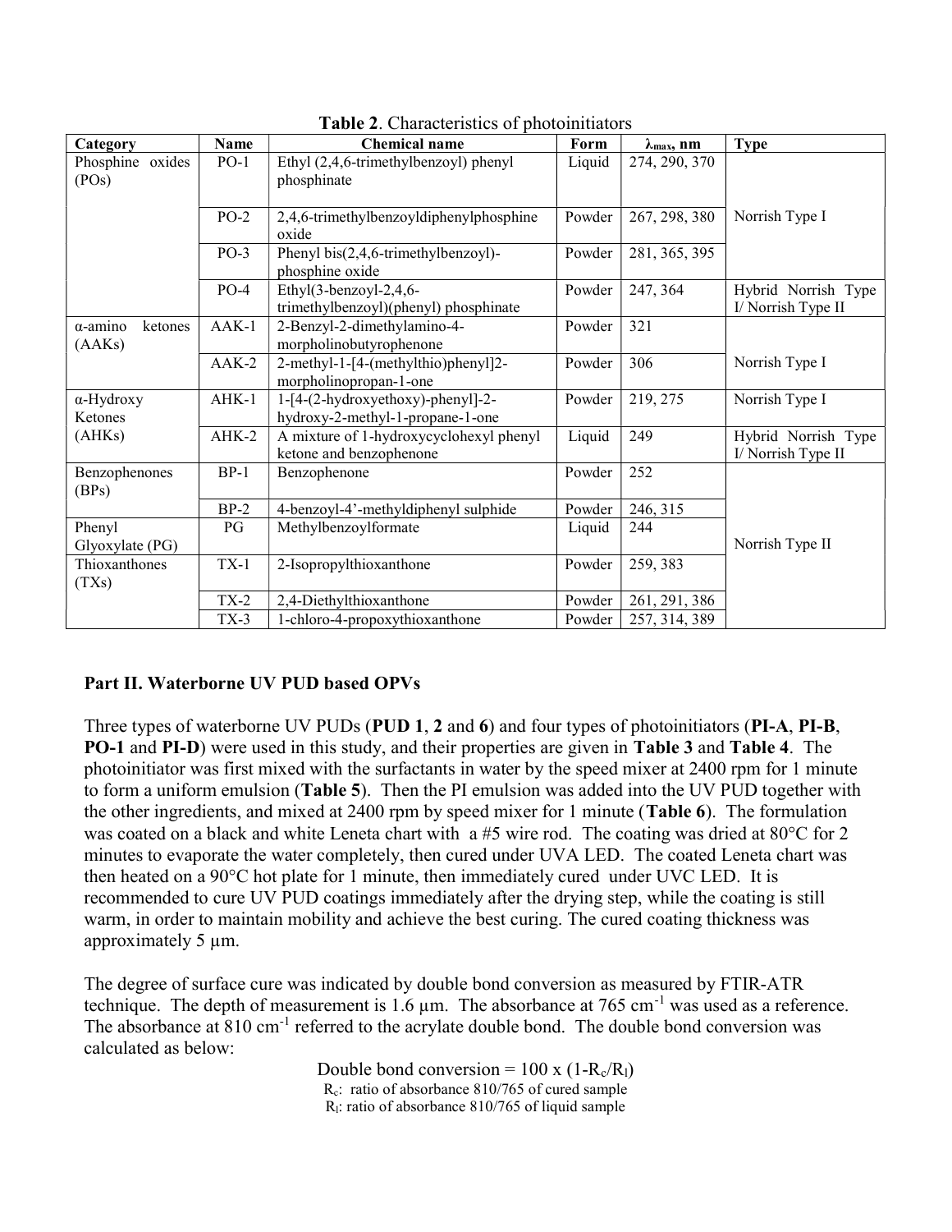**Table 2**. Characteristics of photoinitiators

| Category | Name | Chemical name | Form | $\lambda_{max}$, nm | Type |
|---|---|---|---|---|---|
| Phosphine oxides (POs) | PO-1 | Ethyl (2,4,6-trimethylbenzoyl) phenyl phosphinate | Liquid | 274, 290, 370 | Norrish Type I |
| | PO-2 | 2,4,6-trimethylbenzoyldiphenylphosphine oxide | Powder | 267, 298, 380 | |
| | PO-3 | Phenyl bis(2,4,6-trimethylbenzoyl)-phosphine oxide | Powder | 281, 365, 395 | |
| | PO-4 | Ethyl(3-benzoyl-2,4,6-trimethylbenzoyl)(phenyl) phosphinate | Powder | 247, 364 | Hybrid Norrish Type I/ Norrish Type II |
| α-amino ketones (AAKs) | AAK-1 | 2-Benzyl-2-dimethylamino-4-morpholinobutyrophenone | Powder | 321 | Norrish Type I |
| | AAK-2 | 2-methyl-1-[4-(methylthio)phenyl]2-morpholinopropan-1-one | Powder | 306 | |
| α-Hydroxy Ketones (AHKs) | AHK-1 | 1-[4-(2-hydroxyethoxy)-phenyl]-2-hydroxy-2-methyl-1-propane-1-one | Powder | 219, 275 | Norrish Type I |
| | AHK-2 | A mixture of 1-hydroxycyclohexyl phenyl ketone and benzophenone | Liquid | 249 | Hybrid Norrish Type I/ Norrish Type II |
| Benzophenones (BPs) | BP-1 | Benzophenone | Powder | 252 | Norrish Type II |
| | BP-2 | 4-benzoyl-4'-methyldiphenyl sulphide | Powder | 246, 315 | |
| Phenyl Glyoxylate (PG) | PG | Methylbenzoylformate | Liquid | 244 | |
| Thioxanthones (TXs) | TX-1 | 2-Isopropylthioxanthone | Powder | 259, 383 | |
| | TX-2 | 2,4-Diethylthioxanthone | Powder | 261, 291, 386 | |
| | TX-3 | 1-chloro-4-propoxythioxanthone | Powder | 257, 314, 389 | |

## Part II. Waterborne UV PUD based OPVs

Three types of waterborne UV PUDs (**PUD 1**, **2** and **6**) and four types of photoinitiators (**PI-A**, **PI-B**, **PO-1** and **PI-D**) were used in this study, and their properties are given in **Table 3** and **Table 4**. The photoinitiator was first mixed with the surfactants in water by the speed mixer at 2400 rpm for 1 minute to form a uniform emulsion (**Table 5**). Then the PI emulsion was added into the UV PUD together with the other ingredients, and mixed at 2400 rpm by speed mixer for 1 minute (**Table 6**). The formulation was coated on a black and white Leneta chart with a #5 wire rod. The coating was dried at 80°C for 2 minutes to evaporate the water completely, then cured under UVA LED. The coated Leneta chart was then heated on a 90°C hot plate for 1 minute, then immediately cured under UVC LED. It is recommended to cure UV PUD coatings immediately after the drying step, while the coating is still warm, in order to maintain mobility and achieve the best curing. The cured coating thickness was approximately 5 µm.

The degree of surface cure was indicated by double bond conversion as measured by FTIR-ATR technique. The depth of measurement is 1.6 µm. The absorbance at 765 cm$^{-1}$ was used as a reference. The absorbance at 810 cm$^{-1}$ referred to the acrylate double bond. The double bond conversion was calculated as below:

$$\text{Double bond conversion} = 100 \times (1 - R_c/R_l)$$

$R_c$: ratio of absorbance 810/765 of cured sample
$R_l$: ratio of absorbance 810/765 of liquid sample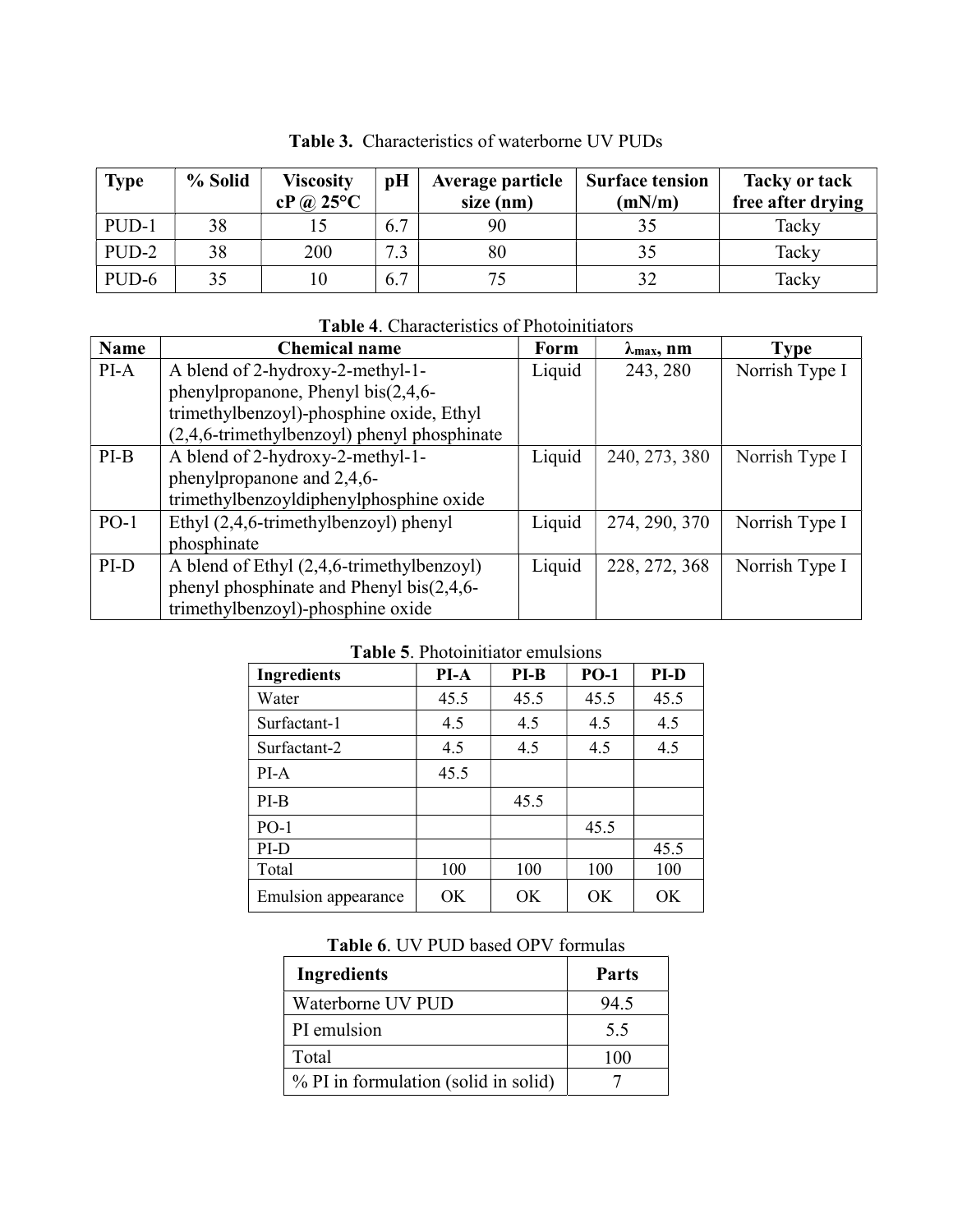**Table 3.** Characteristics of waterborne UV PUDs

| Type | % Solid | Viscosity cP @ 25°C | pH | Average particle size (nm) | Surface tension (mN/m) | Tacky or tack free after drying |
|---|---|---|---|---|---|---|
| PUD-1 | 38 | 15 | 6.7 | 90 | 35 | Tacky |
| PUD-2 | 38 | 200 | 7.3 | 80 | 35 | Tacky |
| PUD-6 | 35 | 10 | 6.7 | 75 | 32 | Tacky |

**Table 4**. Characteristics of Photoinitiators

| Name | Chemical name | Form | $\lambda_{max}$, nm | Type |
|---|---|---|---|---|
| PI-A | A blend of 2-hydroxy-2-methyl-1-phenylpropanone, Phenyl bis(2,4,6-trimethylbenzoyl)-phosphine oxide, Ethyl (2,4,6-trimethylbenzoyl) phenyl phosphinate | Liquid | 243, 280 | Norrish Type I |
| PI-B | A blend of 2-hydroxy-2-methyl-1-phenylpropanone and 2,4,6-trimethylbenzoyldiphenylphosphine oxide | Liquid | 240, 273, 380 | Norrish Type I |
| PO-1 | Ethyl (2,4,6-trimethylbenzoyl) phenyl phosphinate | Liquid | 274, 290, 370 | Norrish Type I |
| PI-D | A blend of Ethyl (2,4,6-trimethylbenzoyl) phenyl phosphinate and Phenyl bis(2,4,6-trimethylbenzoyl)-phosphine oxide | Liquid | 228, 272, 368 | Norrish Type I |

**Table 5**. Photoinitiator emulsions

| Ingredients | PI-A | PI-B | PO-1 | PI-D |
|---|---|---|---|---|
| Water | 45.5 | 45.5 | 45.5 | 45.5 |
| Surfactant-1 | 4.5 | 4.5 | 4.5 | 4.5 |
| Surfactant-2 | 4.5 | 4.5 | 4.5 | 4.5 |
| PI-A | 45.5 | | | |
| PI-B | | 45.5 | | |
| PO-1 | | | 45.5 | |
| PI-D | | | | 45.5 |
| Total | 100 | 100 | 100 | 100 |
| Emulsion appearance | OK | OK | OK | OK |

**Table 6**. UV PUD based OPV formulas

| Ingredients | Parts |
|---|---|
| Waterborne UV PUD | 94.5 |
| PI emulsion | 5.5 |
| Total | 100 |
| % PI in formulation (solid in solid) | 7 |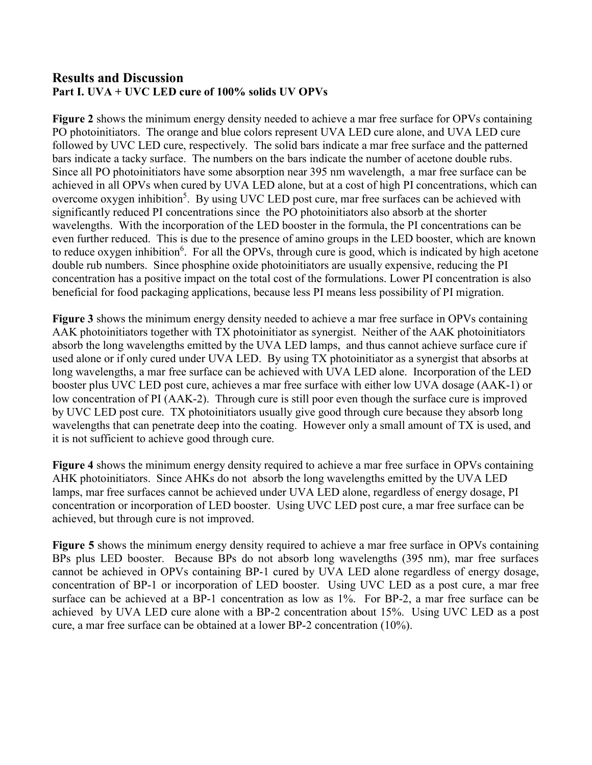## Results and Discussion

### Part I. UVA + UVC LED cure of 100% solids UV OPVs

**Figure 2** shows the minimum energy density needed to achieve a mar free surface for OPVs containing PO photoinitiators. The orange and blue colors represent UVA LED cure alone, and UVA LED cure followed by UVC LED cure, respectively. The solid bars indicate a mar free surface and the patterned bars indicate a tacky surface. The numbers on the bars indicate the number of acetone double rubs. Since all PO photoinitiators have some absorption near 395 nm wavelength, a mar free surface can be achieved in all OPVs when cured by UVA LED alone, but at a cost of high PI concentrations, which can overcome oxygen inhibition[5]. By using UVC LED post cure, mar free surfaces can be achieved with significantly reduced PI concentrations since the PO photoinitiators also absorb at the shorter wavelengths. With the incorporation of the LED booster in the formula, the PI concentrations can be even further reduced. This is due to the presence of amino groups in the LED booster, which are known to reduce oxygen inhibition[6]. For all the OPVs, through cure is good, which is indicated by high acetone double rub numbers. Since phosphine oxide photoinitiators are usually expensive, reducing the PI concentration has a positive impact on the total cost of the formulations. Lower PI concentration is also beneficial for food packaging applications, because less PI means less possibility of PI migration.

**Figure 3** shows the minimum energy density needed to achieve a mar free surface in OPVs containing AAK photoinitiators together with TX photoinitiator as synergist. Neither of the AAK photoinitiators absorb the long wavelengths emitted by the UVA LED lamps, and thus cannot achieve surface cure if used alone or if only cured under UVA LED. By using TX photoinitiator as a synergist that absorbs at long wavelengths, a mar free surface can be achieved with UVA LED alone. Incorporation of the LED booster plus UVC LED post cure, achieves a mar free surface with either low UVA dosage (AAK-1) or low concentration of PI (AAK-2). Through cure is still poor even though the surface cure is improved by UVC LED post cure. TX photoinitiators usually give good through cure because they absorb long wavelengths that can penetrate deep into the coating. However only a small amount of TX is used, and it is not sufficient to achieve good through cure.

**Figure 4** shows the minimum energy density required to achieve a mar free surface in OPVs containing AHK photoinitiators. Since AHKs do not absorb the long wavelengths emitted by the UVA LED lamps, mar free surfaces cannot be achieved under UVA LED alone, regardless of energy dosage, PI concentration or incorporation of LED booster. Using UVC LED post cure, a mar free surface can be achieved, but through cure is not improved.

**Figure 5** shows the minimum energy density required to achieve a mar free surface in OPVs containing BPs plus LED booster. Because BPs do not absorb long wavelengths (395 nm), mar free surfaces cannot be achieved in OPVs containing BP-1 cured by UVA LED alone regardless of energy dosage, concentration of BP-1 or incorporation of LED booster. Using UVC LED as a post cure, a mar free surface can be achieved at a BP-1 concentration as low as 1%. For BP-2, a mar free surface can be achieved by UVA LED cure alone with a BP-2 concentration about 15%. Using UVC LED as a post cure, a mar free surface can be obtained at a lower BP-2 concentration (10%).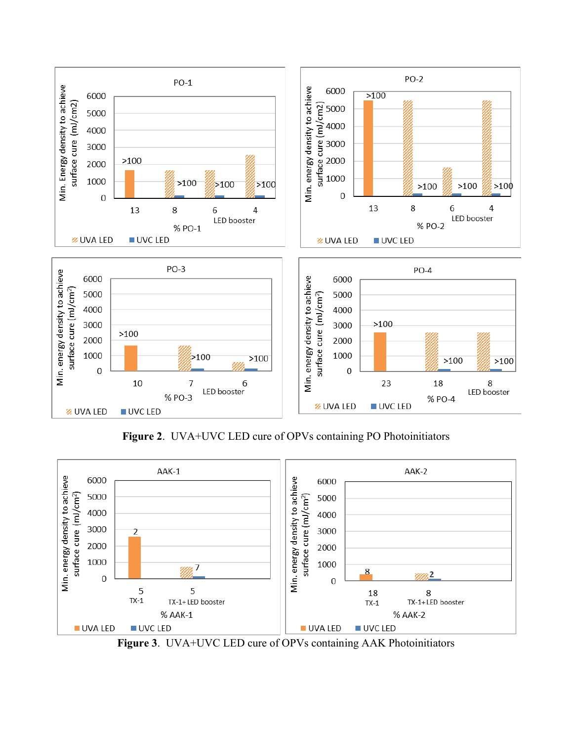**Figure 2**. UVA+UVC LED cure of OPVs containing PO Photoinitiators

**Figure 3**. UVA+UVC LED cure of OPVs containing AAK Photoinitiators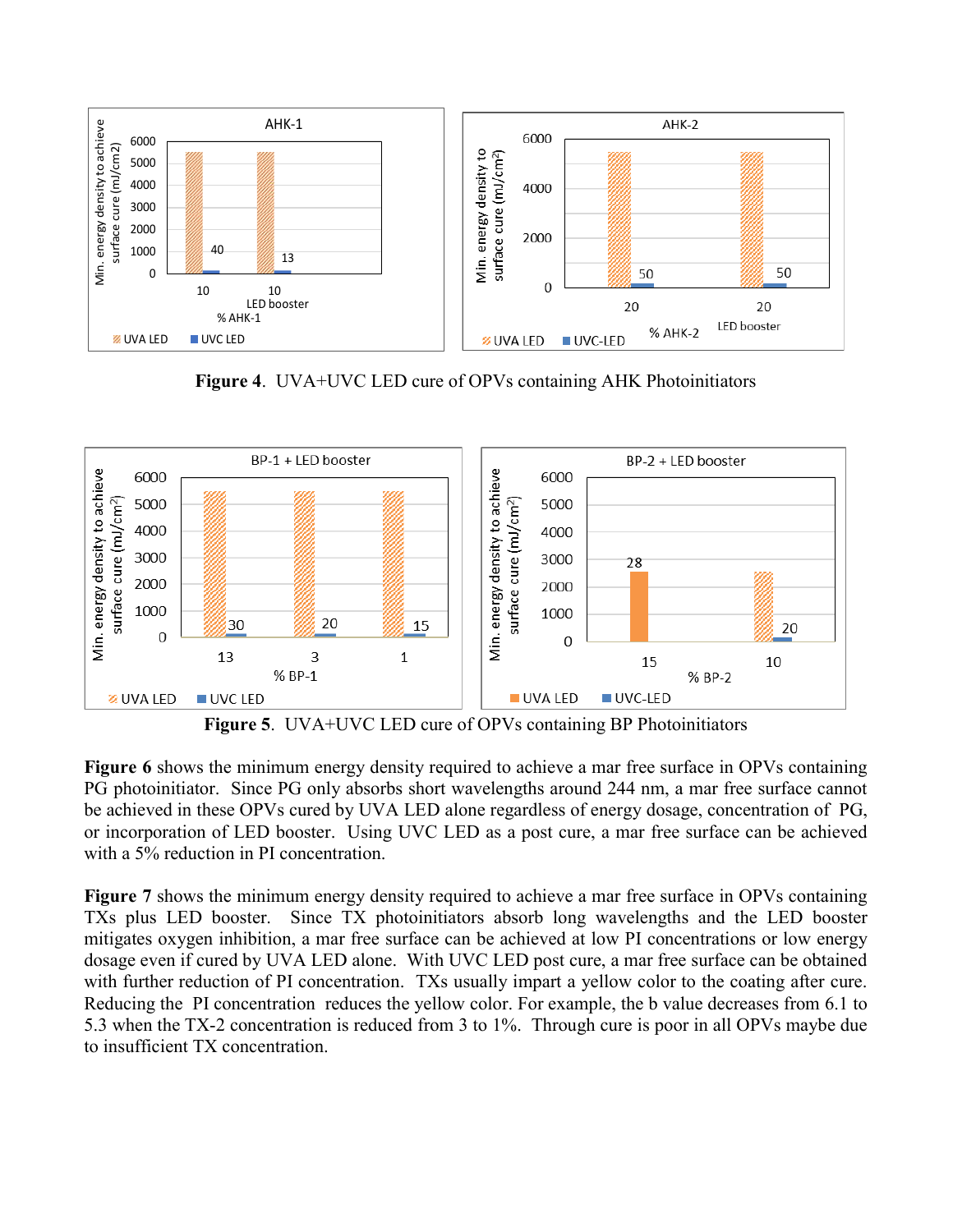**Figure 4**. UVA+UVC LED cure of OPVs containing AHK Photoinitiators

**Figure 5**. UVA+UVC LED cure of OPVs containing BP Photoinitiators

**Figure 6** shows the minimum energy density required to achieve a mar free surface in OPVs containing PG photoinitiator. Since PG only absorbs short wavelengths around 244 nm, a mar free surface cannot be achieved in these OPVs cured by UVA LED alone regardless of energy dosage, concentration of PG, or incorporation of LED booster. Using UVC LED as a post cure, a mar free surface can be achieved with a 5% reduction in PI concentration.

**Figure 7** shows the minimum energy density required to achieve a mar free surface in OPVs containing TXs plus LED booster. Since TX photoinitiators absorb long wavelengths and the LED booster mitigates oxygen inhibition, a mar free surface can be achieved at low PI concentrations or low energy dosage even if cured by UVA LED alone. With UVC LED post cure, a mar free surface can be obtained with further reduction of PI concentration. TXs usually impart a yellow color to the coating after cure. Reducing the PI concentration reduces the yellow color. For example, the b value decreases from 6.1 to 5.3 when the TX-2 concentration is reduced from 3 to 1%. Through cure is poor in all OPVs maybe due to insufficient TX concentration.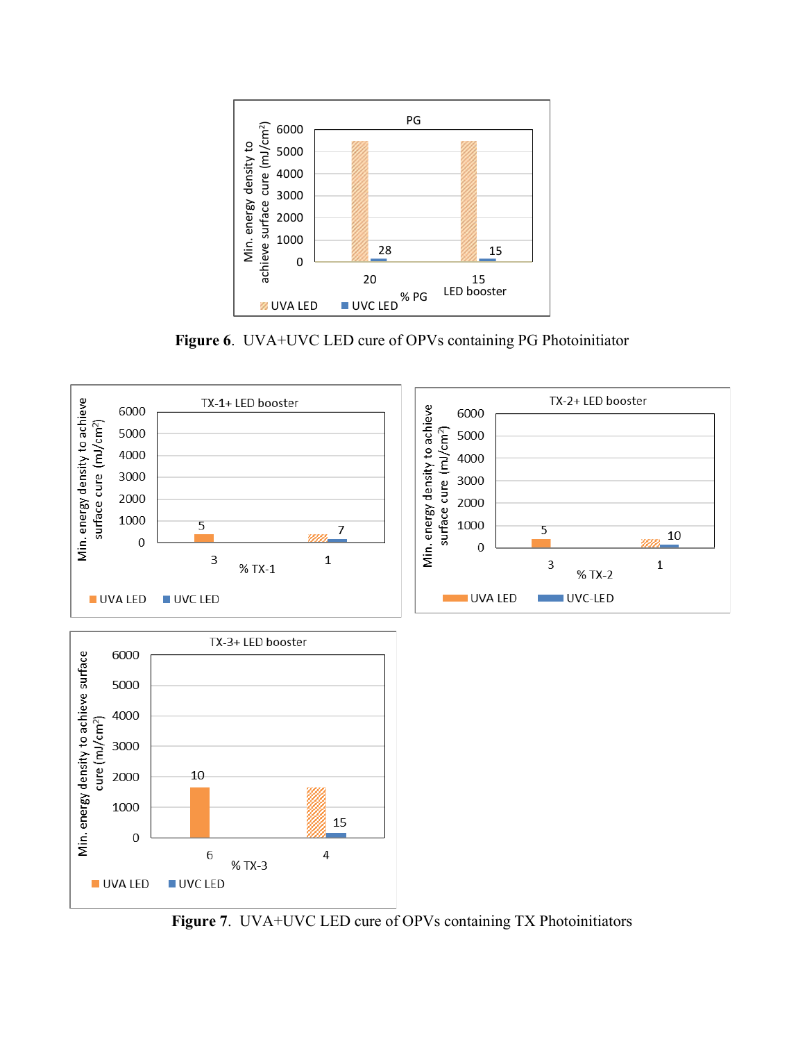**Figure 6**. UVA+UVC LED cure of OPVs containing PG Photoinitiator

**Figure 7**. UVA+UVC LED cure of OPVs containing TX Photoinitiators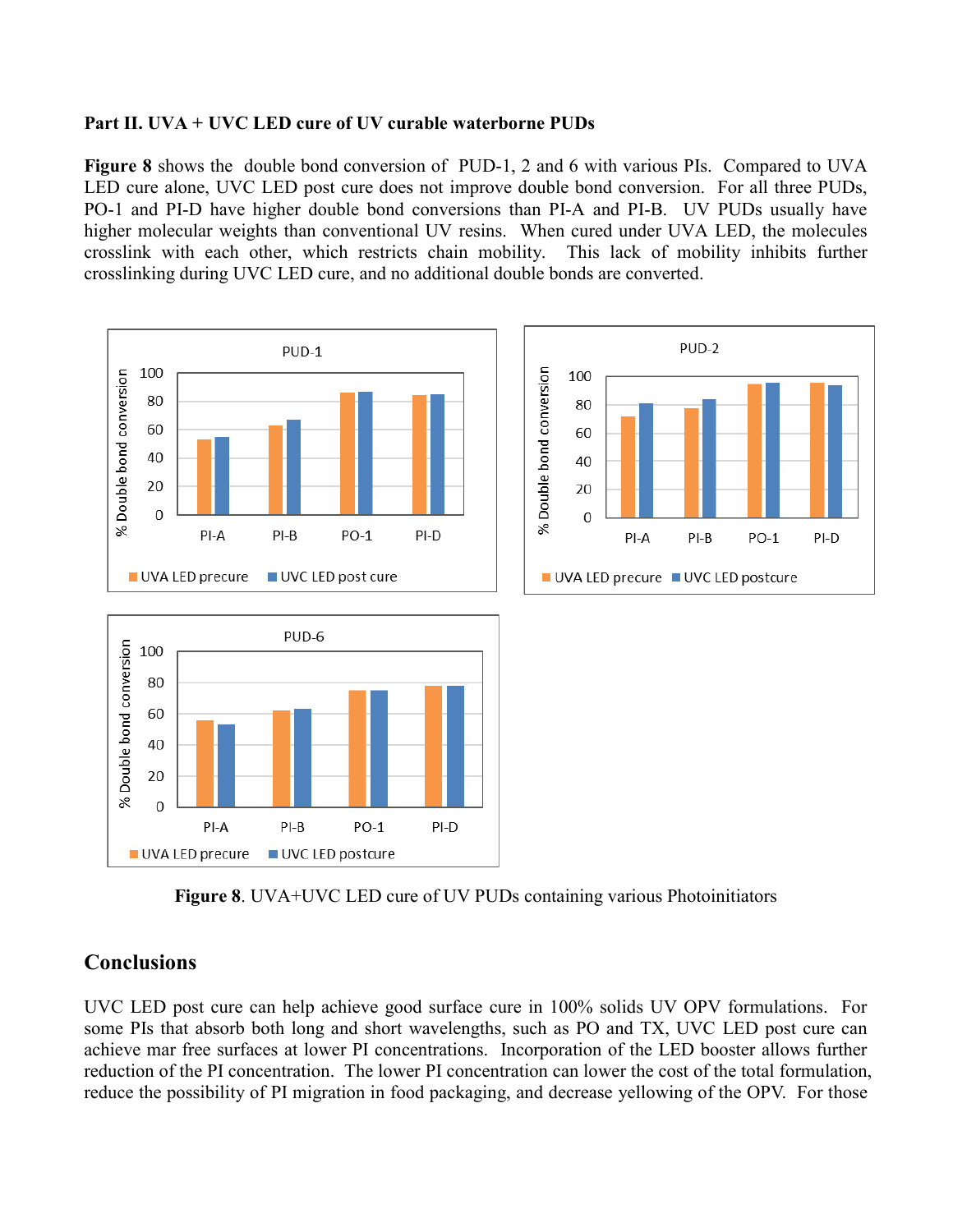**Part II. UVA + UVC LED cure of UV curable waterborne PUDs**

**Figure 8** shows the double bond conversion of PUD-1, 2 and 6 with various PIs. Compared to UVA LED cure alone, UVC LED post cure does not improve double bond conversion. For all three PUDs, PO-1 and PI-D have higher double bond conversions than PI-A and PI-B. UV PUDs usually have higher molecular weights than conventional UV resins. When cured under UVA LED, the molecules crosslink with each other, which restricts chain mobility. This lack of mobility inhibits further crosslinking during UVC LED cure, and no additional double bonds are converted.

**Figure 8**. UVA+UVC LED cure of UV PUDs containing various Photoinitiators

## Conclusions

UVC LED post cure can help achieve good surface cure in 100% solids UV OPV formulations. For some PIs that absorb both long and short wavelengths, such as PO and TX, UVC LED post cure can achieve mar free surfaces at lower PI concentrations. Incorporation of the LED booster allows further reduction of the PI concentration. The lower PI concentration can lower the cost of the total formulation, reduce the possibility of PI migration in food packaging, and decrease yellowing of the OPV. For those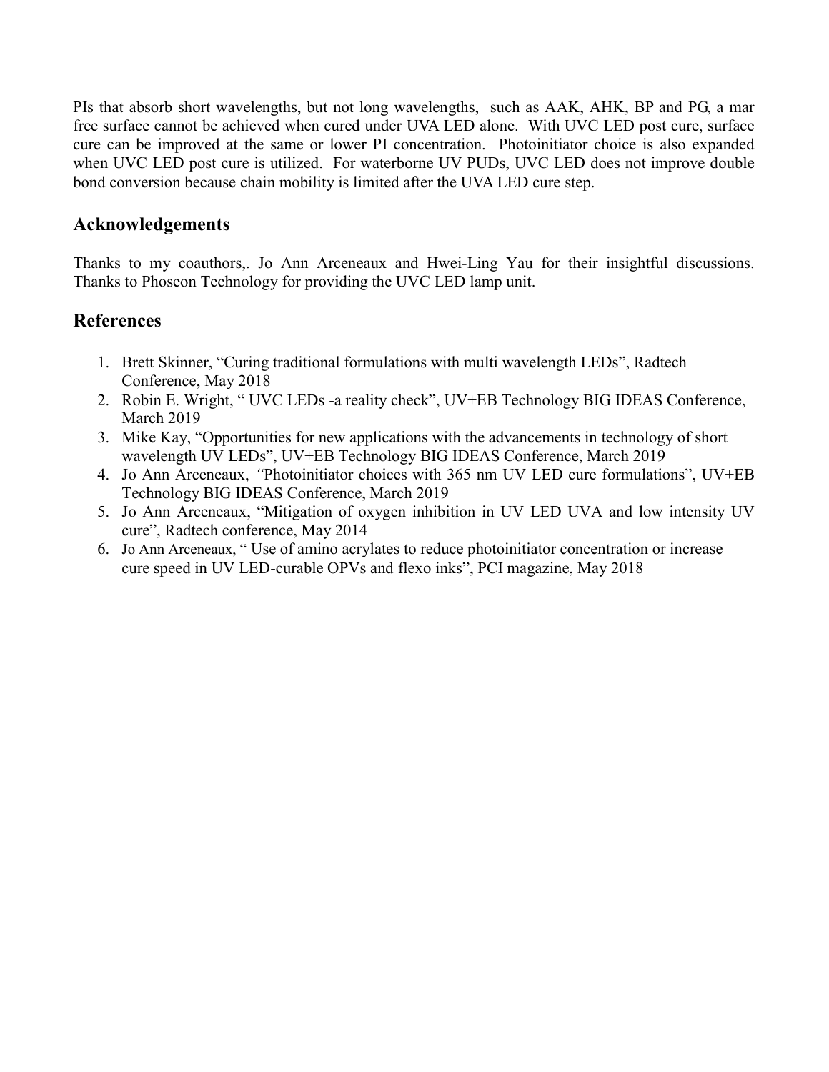PIs that absorb short wavelengths, but not long wavelengths, such as AAK, AHK, BP and PG, a mar free surface cannot be achieved when cured under UVA LED alone. With UVC LED post cure, surface cure can be improved at the same or lower PI concentration. Photoinitiator choice is also expanded when UVC LED post cure is utilized. For waterborne UV PUDs, UVC LED does not improve double bond conversion because chain mobility is limited after the UVA LED cure step.

## Acknowledgements

Thanks to my coauthors,. Jo Ann Arceneaux and Hwei-Ling Yau for their insightful discussions. Thanks to Phoseon Technology for providing the UVC LED lamp unit.

## References

1. Brett Skinner, "Curing traditional formulations with multi wavelength LEDs", Radtech Conference, May 2018
2. Robin E. Wright, " UVC LEDs -a reality check", UV+EB Technology BIG IDEAS Conference, March 2019
3. Mike Kay, "Opportunities for new applications with the advancements in technology of short wavelength UV LEDs", UV+EB Technology BIG IDEAS Conference, March 2019
4. Jo Ann Arceneaux, *"*Photoinitiator choices with 365 nm UV LED cure formulations", UV+EB Technology BIG IDEAS Conference, March 2019
5. Jo Ann Arceneaux, "Mitigation of oxygen inhibition in UV LED UVA and low intensity UV cure", Radtech conference, May 2014
6. Jo Ann Arceneaux, " Use of amino acrylates to reduce photoinitiator concentration or increase cure speed in UV LED-curable OPVs and flexo inks", PCI magazine, May 2018